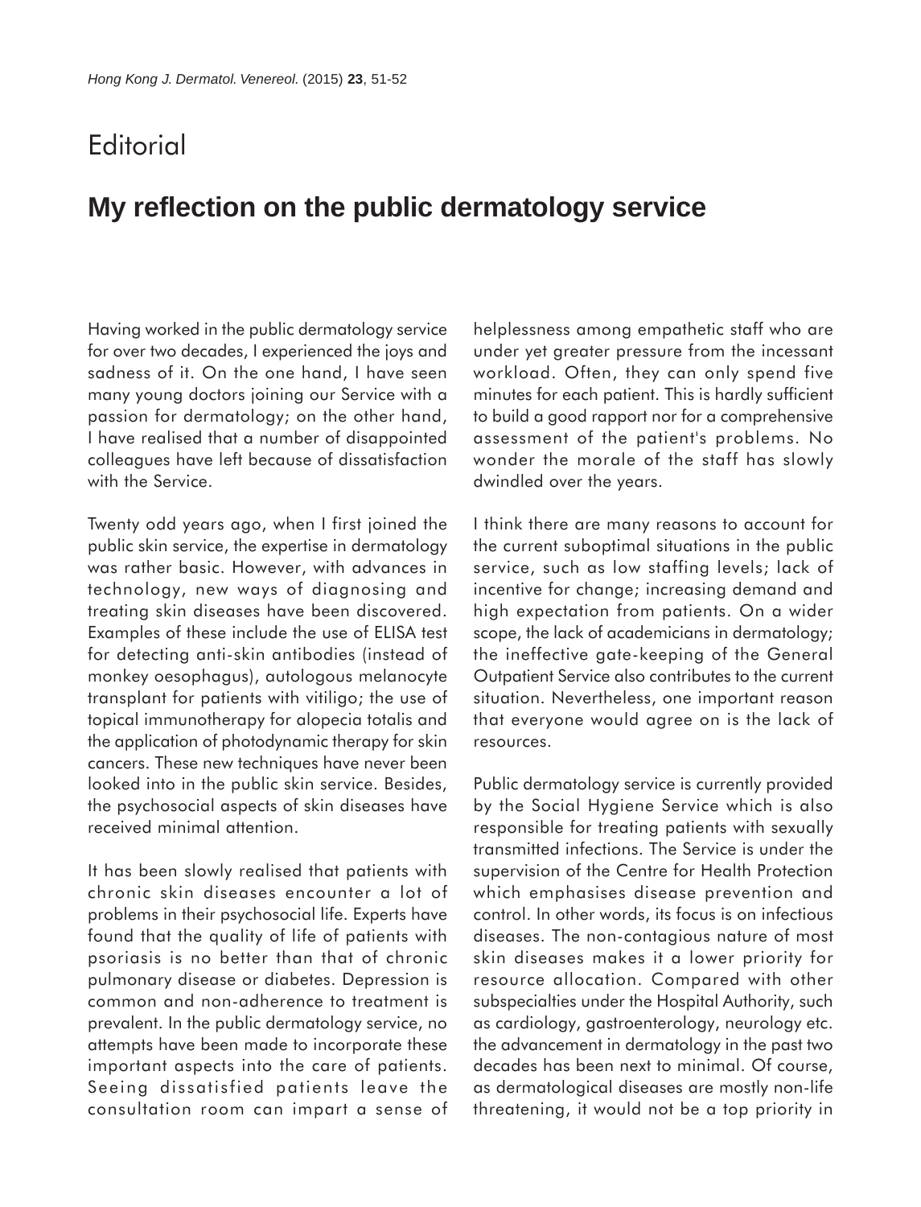Editorial

# My reflection on the public dermatology service

Having worked in the public dermatology service for over two decades, I experienced the joys and sadness of it. On the one hand, I have seen many young doctors joining our Service with a passion for dermatology; on the other hand, I have realised that a number of disappointed colleagues have left because of dissatisfaction with the Service.

Twenty odd years ago, when I first joined the public skin service, the expertise in dermatology was rather basic. However, with advances in technology, new ways of diagnosing and treating skin diseases have been discovered. Examples of these include the use of ELISA test for detecting anti-skin antibodies (instead of monkey oesophagus), autologous melanocyte transplant for patients with vitiligo; the use of topical immunotherapy for alopecia totalis and the application of photodynamic therapy for skin cancers. These new techniques have never been looked into in the public skin service. Besides, the psychosocial aspects of skin diseases have received minimal attention.

It has been slowly realised that patients with chronic skin diseases encounter a lot of problems in their psychosocial life. Experts have found that the quality of life of patients with psoriasis is no better than that of chronic pulmonary disease or diabetes. Depression is common and non-adherence to treatment is prevalent. In the public dermatology service, no attempts have been made to incorporate these important aspects into the care of patients. Seeing dissatisfied patients leave the consultation room can impart a sense of helplessness among empathetic staff who are under yet greater pressure from the incessant workload. Often, they can only spend five minutes for each patient. This is hardly sufficient to build a good rapport nor for a comprehensive assessment of the patient's problems. No wonder the morale of the staff has slowly dwindled over the years.

I think there are many reasons to account for the current suboptimal situations in the public service, such as low staffing levels; lack of incentive for change; increasing demand and high expectation from patients. On a wider scope, the lack of academicians in dermatology; the ineffective gate-keeping of the General Outpatient Service also contributes to the current situation. Nevertheless, one important reason that everyone would agree on is the lack of resources.

Public dermatology service is currently provided by the Social Hygiene Service which is also responsible for treating patients with sexually transmitted infections. The Service is under the supervision of the Centre for Health Protection which emphasises disease prevention and control. In other words, its focus is on infectious diseases. The non-contagious nature of most skin diseases makes it a lower priority for resource allocation. Compared with other subspecialties under the Hospital Authority, such as cardiology, gastroenterology, neurology etc. the advancement in dermatology in the past two decades has been next to minimal. Of course, as dermatological diseases are mostly non-life threatening, it would not be a top priority in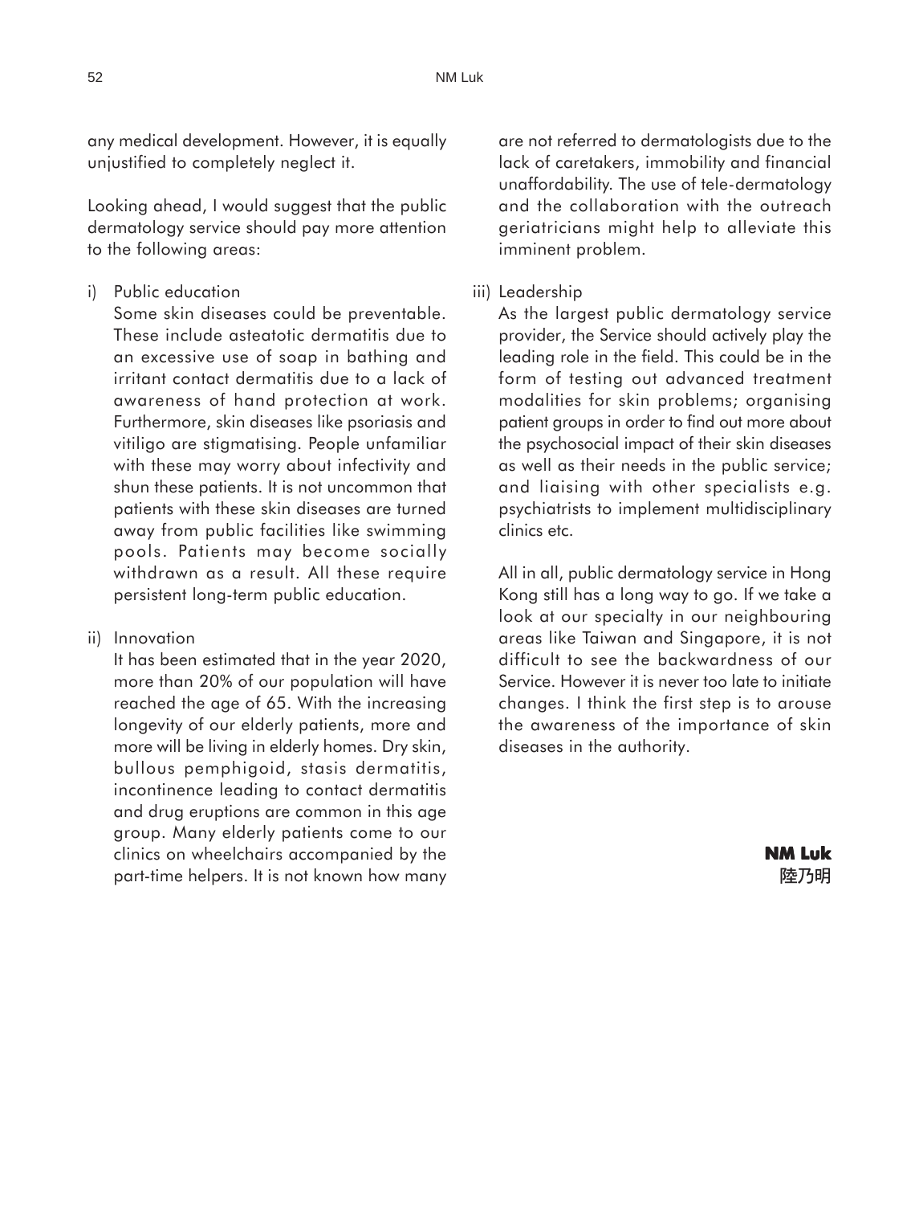any medical development. However, it is equally unjustified to completely neglect it.

Looking ahead, I would suggest that the public dermatology service should pay more attention to the following areas:

i) Public education

Some skin diseases could be preventable. These include asteatotic dermatitis due to an excessive use of soap in bathing and irritant contact dermatitis due to a lack of awareness of hand protection at work. Furthermore, skin diseases like psoriasis and vitiligo are stigmatising. People unfamiliar with these may worry about infectivity and shun these patients. It is not uncommon that patients with these skin diseases are turned away from public facilities like swimming pools. Patients may become socially withdrawn as a result. All these require persistent long-term public education.

ii) Innovation

It has been estimated that in the year 2020, more than 20% of our population will have reached the age of 65. With the increasing longevity of our elderly patients, more and more will be living in elderly homes. Dry skin, bullous pemphigoid, stasis dermatitis, incontinence leading to contact dermatitis and drug eruptions are common in this age group. Many elderly patients come to our clinics on wheelchairs accompanied by the part-time helpers. It is not known how many are not referred to dermatologists due to the lack of caretakers, immobility and financial unaffordability. The use of tele-dermatology and the collaboration with the outreach geriatricians might help to alleviate this imminent problem.

iii) Leadership

As the largest public dermatology service provider, the Service should actively play the leading role in the field. This could be in the form of testing out advanced treatment modalities for skin problems; organising patient groups in order to find out more about the psychosocial impact of their skin diseases as well as their needs in the public service; and liaising with other specialists e.g. psychiatrists to implement multidisciplinary clinics etc.

All in all, public dermatology service in Hong Kong still has a long way to go. If we take a look at our specialty in our neighbouring areas like Taiwan and Singapore, it is not difficult to see the backwardness of our Service. However it is never too late to initiate changes. I think the first step is to arouse the awareness of the importance of skin diseases in the authority.

**NM Luk**
**陸乃明**